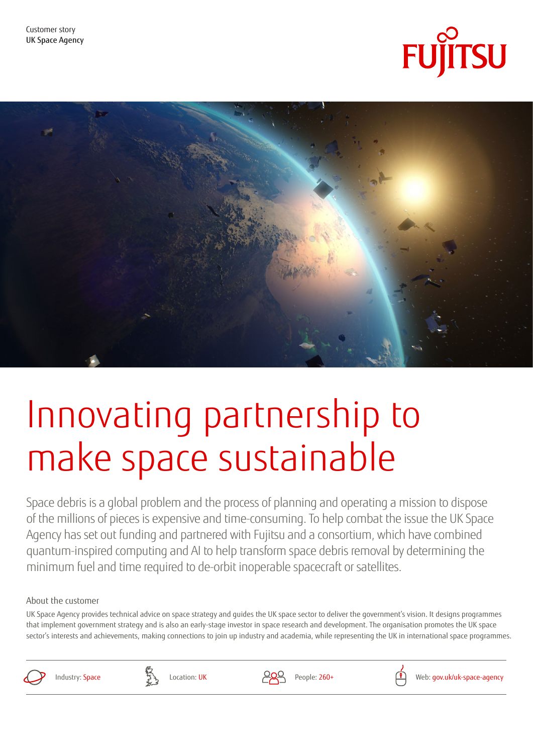Customer story
UK Space Agency

# Innovating partnership to make space sustainable

Space debris is a global problem and the process of planning and operating a mission to dispose of the millions of pieces is expensive and time-consuming. To help combat the issue the UK Space Agency has set out funding and partnered with Fujitsu and a consortium, which have combined quantum-inspired computing and AI to help transform space debris removal by determining the minimum fuel and time required to de-orbit inoperable spacecraft or satellites.

## About the customer

UK Space Agency provides technical advice on space strategy and guides the UK space sector to deliver the government's vision. It designs programmes that implement government strategy and is also an early-stage investor in space research and development. The organisation promotes the UK space sector's interests and achievements, making connections to join up industry and academia, while representing the UK in international space programmes.

Industry: Space | Location: UK | People: 260+ | Web: gov.uk/uk-space-agency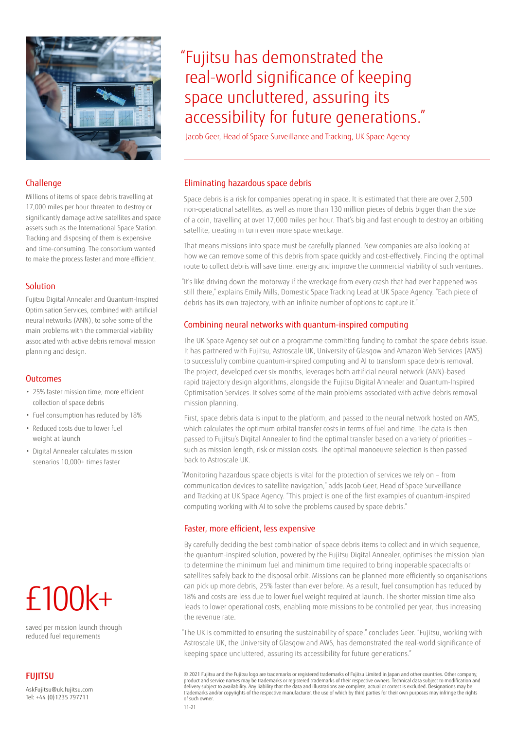> "Fujitsu has demonstrated the real-world significance of keeping space uncluttered, assuring its accessibility for future generations."

Jacob Geer, Head of Space Surveillance and Tracking, UK Space Agency

## Challenge

Millions of items of space debris travelling at 17,000 miles per hour threaten to destroy or significantly damage active satellites and space assets such as the International Space Station. Tracking and disposing of them is expensive and time-consuming. The consortium wanted to make the process faster and more efficient.

## Solution

Fujitsu Digital Annealer and Quantum-Inspired Optimisation Services, combined with artificial neural networks (ANN), to solve some of the main problems with the commercial viability associated with active debris removal mission planning and design.

## Outcomes

- 25% faster mission time, more efficient collection of space debris
- Fuel consumption has reduced by 18%
- Reduced costs due to lower fuel weight at launch
- Digital Annealer calculates mission scenarios 10,000+ times faster

**£100k+**

saved per mission launch through reduced fuel requirements

## Eliminating hazardous space debris

Space debris is a risk for companies operating in space. It is estimated that there are over 2,500 non-operational satellites, as well as more than 130 million pieces of debris bigger than the size of a coin, travelling at over 17,000 miles per hour. That's big and fast enough to destroy an orbiting satellite, creating in turn even more space wreckage.

That means missions into space must be carefully planned. New companies are also looking at how we can remove some of this debris from space quickly and cost-effectively. Finding the optimal route to collect debris will save time, energy and improve the commercial viability of such ventures.

"It's like driving down the motorway if the wreckage from every crash that had ever happened was still there," explains Emily Mills, Domestic Space Tracking Lead at UK Space Agency. "Each piece of debris has its own trajectory, with an infinite number of options to capture it."

## Combining neural networks with quantum-inspired computing

The UK Space Agency set out on a programme committing funding to combat the space debris issue. It has partnered with Fujitsu, Astroscale UK, University of Glasgow and Amazon Web Services (AWS) to successfully combine quantum-inspired computing and AI to transform space debris removal. The project, developed over six months, leverages both artificial neural network (ANN)-based rapid trajectory design algorithms, alongside the Fujitsu Digital Annealer and Quantum-Inspired Optimisation Services. It solves some of the main problems associated with active debris removal mission planning.

First, space debris data is input to the platform, and passed to the neural network hosted on AWS, which calculates the optimum orbital transfer costs in terms of fuel and time. The data is then passed to Fujitsu's Digital Annealer to find the optimal transfer based on a variety of priorities – such as mission length, risk or mission costs. The optimal manoeuvre selection is then passed back to Astroscale UK.

"Monitoring hazardous space objects is vital for the protection of services we rely on – from communication devices to satellite navigation," adds Jacob Geer, Head of Space Surveillance and Tracking at UK Space Agency. "This project is one of the first examples of quantum-inspired computing working with AI to solve the problems caused by space debris."

## Faster, more efficient, less expensive

By carefully deciding the best combination of space debris items to collect and in which sequence, the quantum-inspired solution, powered by the Fujitsu Digital Annealer, optimises the mission plan to determine the minimum fuel and minimum time required to bring inoperable spacecrafts or satellites safely back to the disposal orbit. Missions can be planned more efficiently so organisations can pick up more debris, 25% faster than ever before. As a result, fuel consumption has reduced by 18% and costs are less due to lower fuel weight required at launch. The shorter mission time also leads to lower operational costs, enabling more missions to be controlled per year, thus increasing the revenue rate.

"The UK is committed to ensuring the sustainability of space," concludes Geer. "Fujitsu, working with Astroscale UK, the University of Glasgow and AWS, has demonstrated the real-world significance of keeping space uncluttered, assuring its accessibility for future generations."

**FUJITSU**

AskFujitsu@uk.fujitsu.com
Tel: +44 (0)1235 797711

© 2021 Fujitsu and the Fujitsu logo are trademarks or registered trademarks of Fujitsu Limited in Japan and other countries. Other company, product and service names may be trademarks or registered trademarks of their respective owners. Technical data subject to modification and delivery subject to availability. Any liability that the data and illustrations are complete, actual or correct is excluded. Designations may be trademarks and/or copyrights of the respective manufacturer, the use of which by third parties for their own purposes may infringe the rights of such owner.

11-21